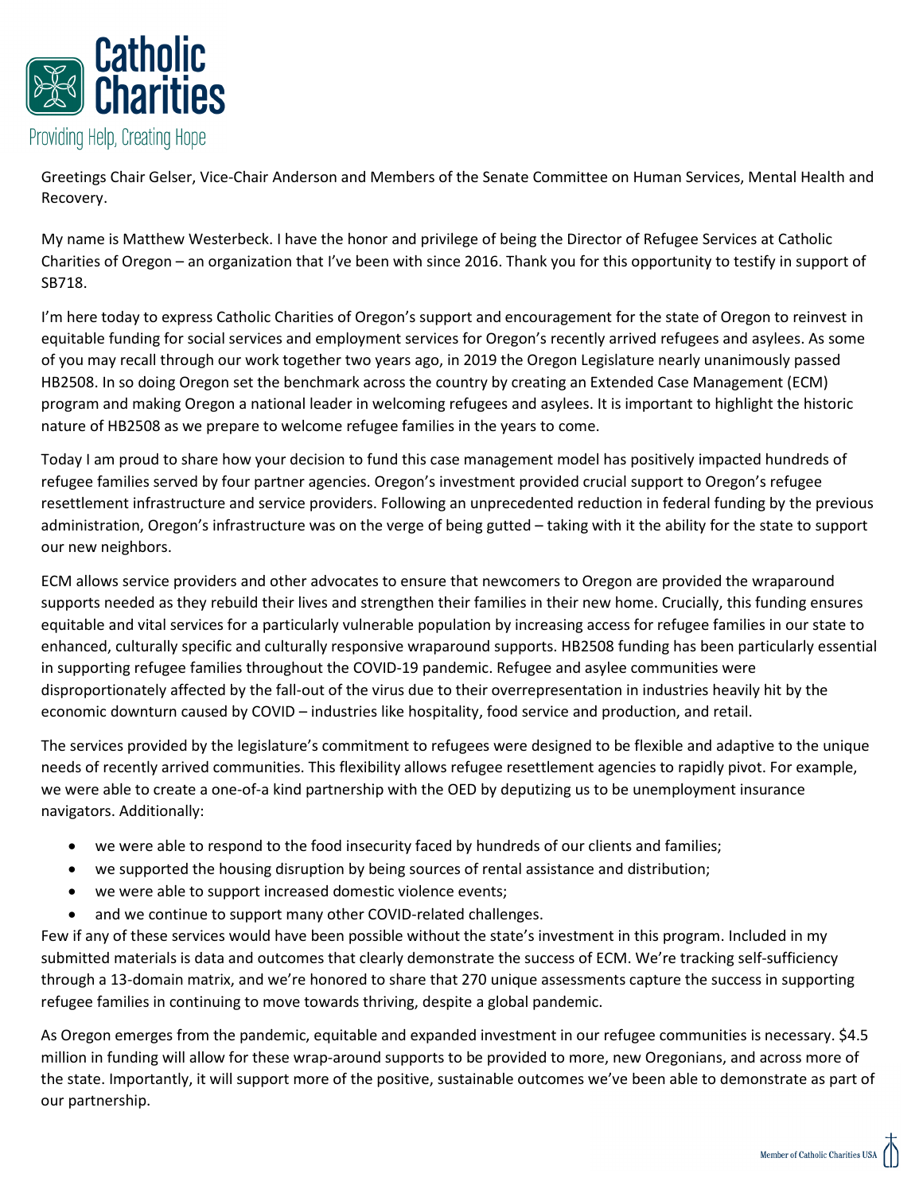Catholic Charities

Providing Help, Creating Hope

Greetings Chair Gelser, Vice-Chair Anderson and Members of the Senate Committee on Human Services, Mental Health and Recovery.

My name is Matthew Westerbeck. I have the honor and privilege of being the Director of Refugee Services at Catholic Charities of Oregon – an organization that I've been with since 2016. Thank you for this opportunity to testify in support of SB718.

I'm here today to express Catholic Charities of Oregon's support and encouragement for the state of Oregon to reinvest in equitable funding for social services and employment services for Oregon's recently arrived refugees and asylees. As some of you may recall through our work together two years ago, in 2019 the Oregon Legislature nearly unanimously passed HB2508. In so doing Oregon set the benchmark across the country by creating an Extended Case Management (ECM) program and making Oregon a national leader in welcoming refugees and asylees. It is important to highlight the historic nature of HB2508 as we prepare to welcome refugee families in the years to come.

Today I am proud to share how your decision to fund this case management model has positively impacted hundreds of refugee families served by four partner agencies. Oregon's investment provided crucial support to Oregon's refugee resettlement infrastructure and service providers. Following an unprecedented reduction in federal funding by the previous administration, Oregon's infrastructure was on the verge of being gutted – taking with it the ability for the state to support our new neighbors.

ECM allows service providers and other advocates to ensure that newcomers to Oregon are provided the wraparound supports needed as they rebuild their lives and strengthen their families in their new home. Crucially, this funding ensures equitable and vital services for a particularly vulnerable population by increasing access for refugee families in our state to enhanced, culturally specific and culturally responsive wraparound supports. HB2508 funding has been particularly essential in supporting refugee families throughout the COVID-19 pandemic. Refugee and asylee communities were disproportionately affected by the fall-out of the virus due to their overrepresentation in industries heavily hit by the economic downturn caused by COVID – industries like hospitality, food service and production, and retail.

The services provided by the legislature's commitment to refugees were designed to be flexible and adaptive to the unique needs of recently arrived communities. This flexibility allows refugee resettlement agencies to rapidly pivot. For example, we were able to create a one-of-a kind partnership with the OED by deputizing us to be unemployment insurance navigators. Additionally:

- we were able to respond to the food insecurity faced by hundreds of our clients and families;
- we supported the housing disruption by being sources of rental assistance and distribution;
- we were able to support increased domestic violence events;
- and we continue to support many other COVID-related challenges.

Few if any of these services would have been possible without the state's investment in this program. Included in my submitted materials is data and outcomes that clearly demonstrate the success of ECM. We're tracking self-sufficiency through a 13-domain matrix, and we're honored to share that 270 unique assessments capture the success in supporting refugee families in continuing to move towards thriving, despite a global pandemic.

As Oregon emerges from the pandemic, equitable and expanded investment in our refugee communities is necessary. $4.5 million in funding will allow for these wrap-around supports to be provided to more, new Oregonians, and across more of the state. Importantly, it will support more of the positive, sustainable outcomes we've been able to demonstrate as part of our partnership.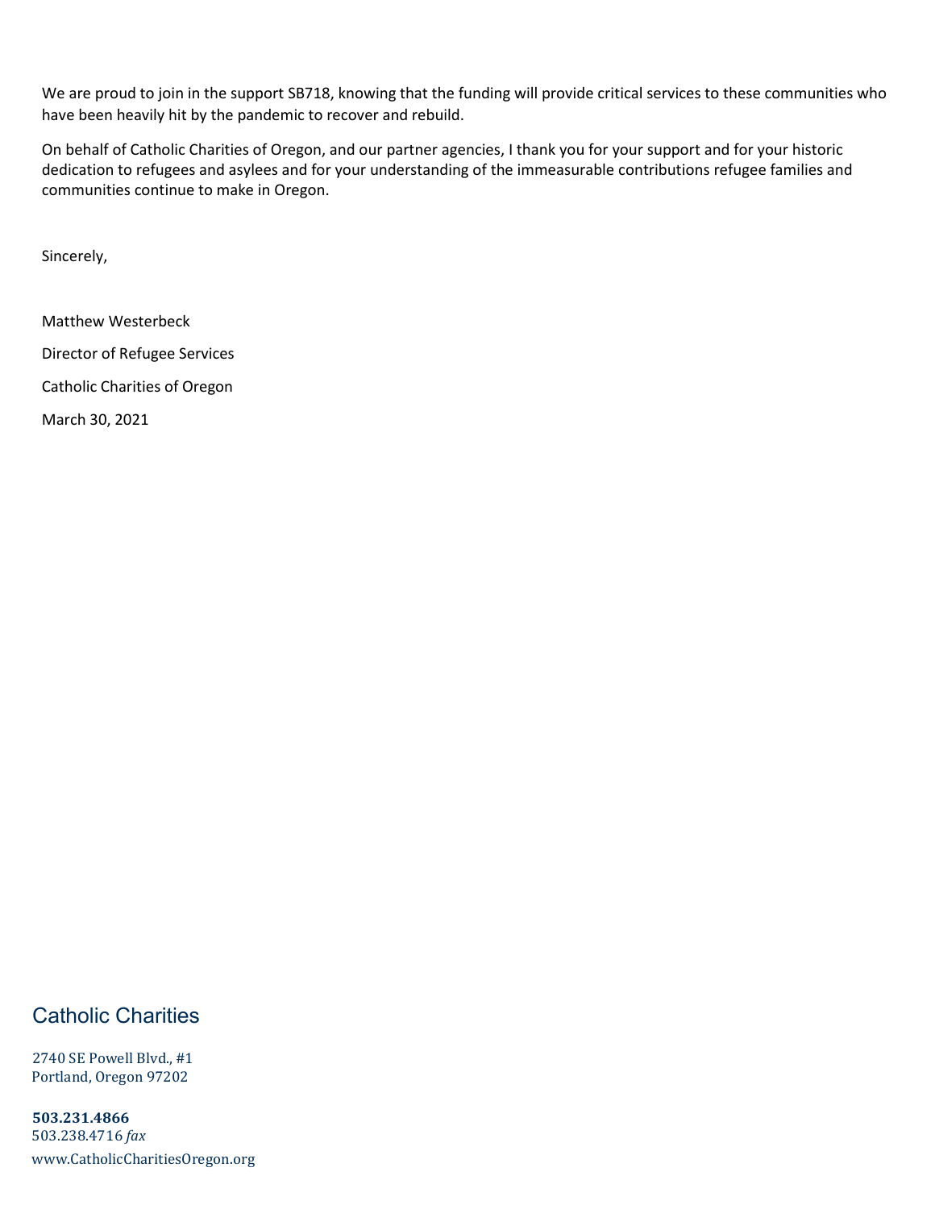We are proud to join in the support SB718, knowing that the funding will provide critical services to these communities who have been heavily hit by the pandemic to recover and rebuild.

On behalf of Catholic Charities of Oregon, and our partner agencies, I thank you for your support and for your historic dedication to refugees and asylees and for your understanding of the immeasurable contributions refugee families and communities continue to make in Oregon.

Sincerely,

Matthew Westerbeck

Director of Refugee Services

Catholic Charities of Oregon

March 30, 2021

Catholic Charities

2740 SE Powell Blvd., #1
Portland, Oregon 97202

**503.231.4866**
503.238.4716 *fax*
www.CatholicCharitiesOregon.org